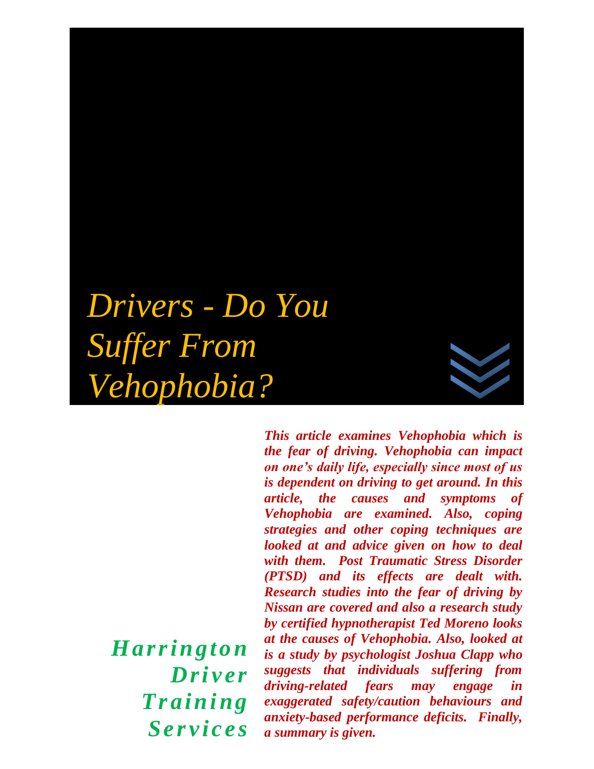# *Drivers - Do You Suffer From Vehophobia?*

***This article examines Vehophobia which is the fear of driving. Vehophobia can impact on one's daily life, especially since most of us is dependent on driving to get around. In this article, the causes and symptoms of Vehophobia are examined. Also, coping strategies and other coping techniques are looked at and advice given on how to deal with them. Post Traumatic Stress Disorder (PTSD) and its effects are dealt with. Research studies into the fear of driving by Nissan are covered and also a research study by certified hypnotherapist Ted Moreno looks at the causes of Vehophobia. Also, looked at is a study by psychologist Joshua Clapp who suggests that individuals suffering from driving-related fears may engage in exaggerated safety/caution behaviours and anxiety-based performance deficits. Finally, a summary is given.***

***Harrington Driver Training Services***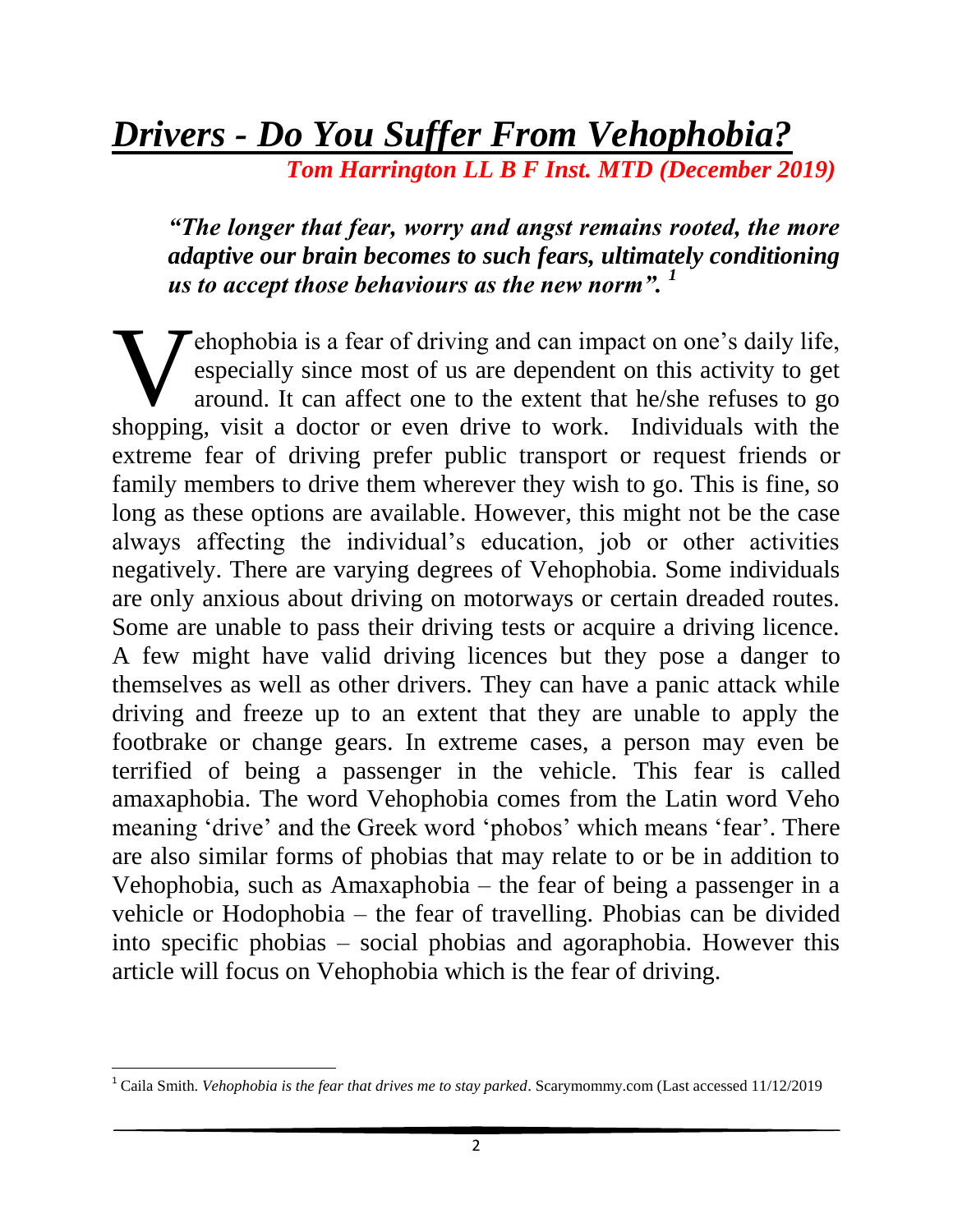# *Drivers - Do You Suffer From Vehophobia?*

***Tom Harrington LL B F Inst. MTD (December 2019)***

***"The longer that fear, worry and angst remains rooted, the more adaptive our brain becomes to such fears, ultimately conditioning us to accept those behaviours as the new norm".*** [1]

Vehophobia is a fear of driving and can impact on one's daily life, especially since most of us are dependent on this activity to get around. It can affect one to the extent that he/she refuses to go shopping, visit a doctor or even drive to work. Individuals with the extreme fear of driving prefer public transport or request friends or family members to drive them wherever they wish to go. This is fine, so long as these options are available. However, this might not be the case always affecting the individual's education, job or other activities negatively. There are varying degrees of Vehophobia. Some individuals are only anxious about driving on motorways or certain dreaded routes. Some are unable to pass their driving tests or acquire a driving licence. A few might have valid driving licences but they pose a danger to themselves as well as other drivers. They can have a panic attack while driving and freeze up to an extent that they are unable to apply the footbrake or change gears. In extreme cases, a person may even be terrified of being a passenger in the vehicle. This fear is called amaxaphobia. The word Vehophobia comes from the Latin word Veho meaning 'drive' and the Greek word 'phobos' which means 'fear'. There are also similar forms of phobias that may relate to or be in addition to Vehophobia, such as Amaxaphobia – the fear of being a passenger in a vehicle or Hodophobia – the fear of travelling. Phobias can be divided into specific phobias – social phobias and agoraphobia. However this article will focus on Vehophobia which is the fear of driving.

---

[1] Caila Smith. *Vehophobia is the fear that drives me to stay parked*. Scarymommy.com (Last accessed 11/12/2019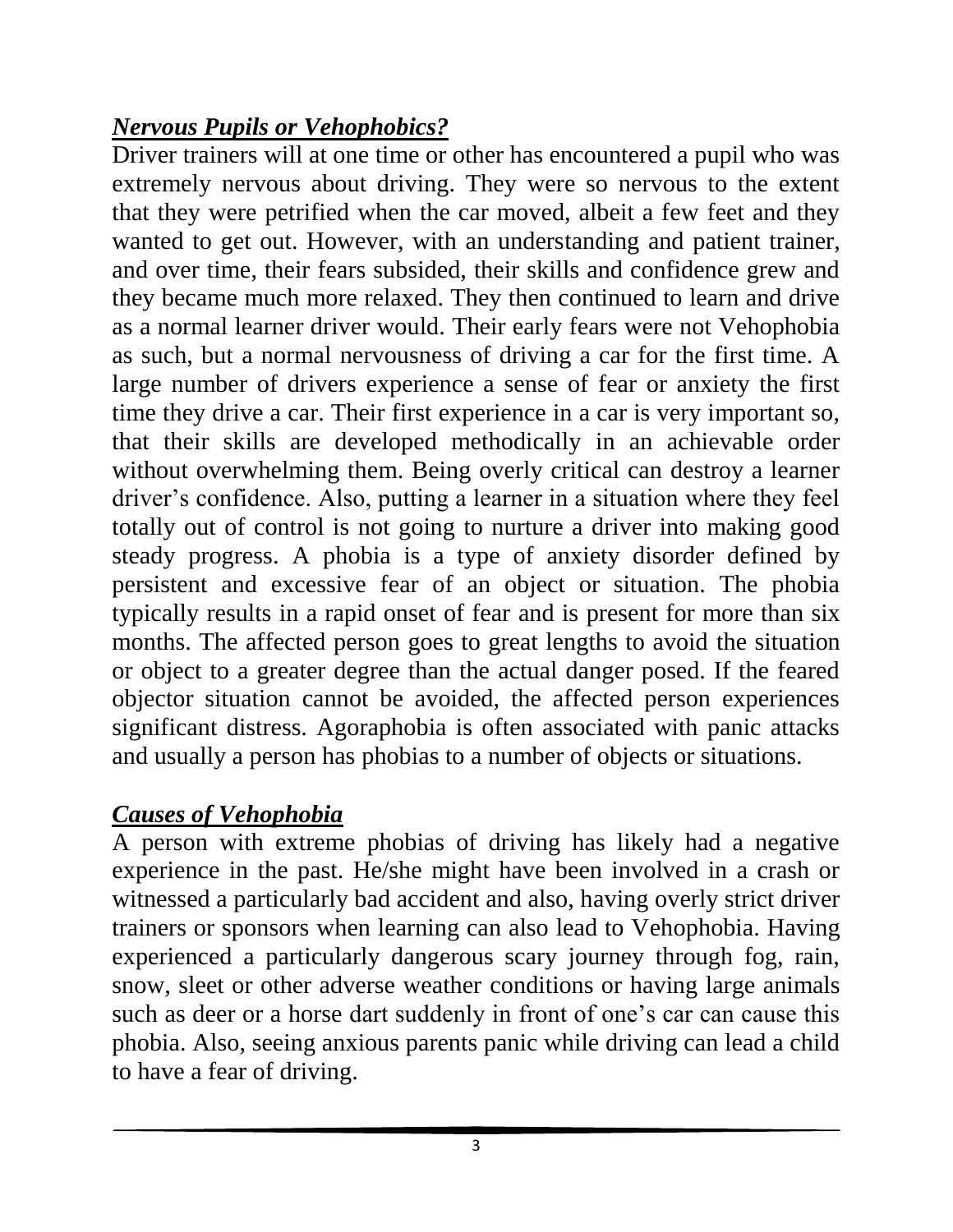## ***Nervous Pupils or Vehophobics?***

Driver trainers will at one time or other has encountered a pupil who was extremely nervous about driving. They were so nervous to the extent that they were petrified when the car moved, albeit a few feet and they wanted to get out. However, with an understanding and patient trainer, and over time, their fears subsided, their skills and confidence grew and they became much more relaxed. They then continued to learn and drive as a normal learner driver would. Their early fears were not Vehophobia as such, but a normal nervousness of driving a car for the first time. A large number of drivers experience a sense of fear or anxiety the first time they drive a car. Their first experience in a car is very important so, that their skills are developed methodically in an achievable order without overwhelming them. Being overly critical can destroy a learner driver's confidence. Also, putting a learner in a situation where they feel totally out of control is not going to nurture a driver into making good steady progress. A phobia is a type of anxiety disorder defined by persistent and excessive fear of an object or situation. The phobia typically results in a rapid onset of fear and is present for more than six months. The affected person goes to great lengths to avoid the situation or object to a greater degree than the actual danger posed. If the feared objector situation cannot be avoided, the affected person experiences significant distress. Agoraphobia is often associated with panic attacks and usually a person has phobias to a number of objects or situations.

## ***Causes of Vehophobia***

A person with extreme phobias of driving has likely had a negative experience in the past. He/she might have been involved in a crash or witnessed a particularly bad accident and also, having overly strict driver trainers or sponsors when learning can also lead to Vehophobia. Having experienced a particularly dangerous scary journey through fog, rain, snow, sleet or other adverse weather conditions or having large animals such as deer or a horse dart suddenly in front of one's car can cause this phobia. Also, seeing anxious parents panic while driving can lead a child to have a fear of driving.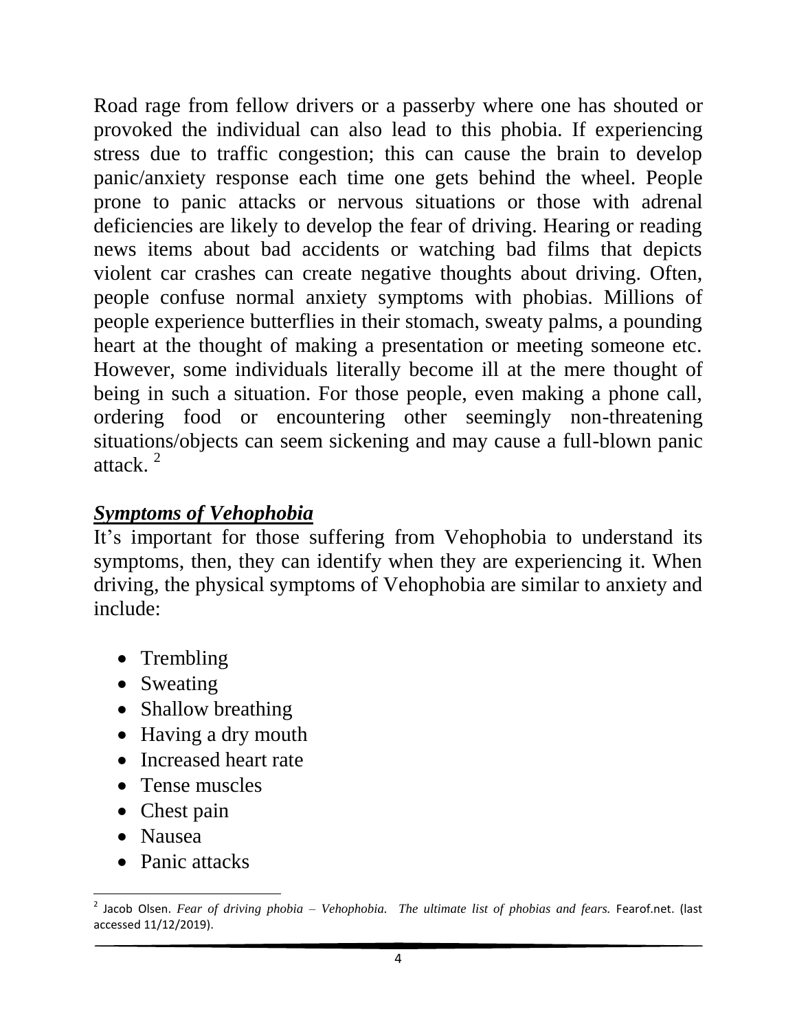Road rage from fellow drivers or a passerby where one has shouted or provoked the individual can also lead to this phobia. If experiencing stress due to traffic congestion; this can cause the brain to develop panic/anxiety response each time one gets behind the wheel. People prone to panic attacks or nervous situations or those with adrenal deficiencies are likely to develop the fear of driving. Hearing or reading news items about bad accidents or watching bad films that depicts violent car crashes can create negative thoughts about driving. Often, people confuse normal anxiety symptoms with phobias. Millions of people experience butterflies in their stomach, sweaty palms, a pounding heart at the thought of making a presentation or meeting someone etc. However, some individuals literally become ill at the mere thought of being in such a situation. For those people, even making a phone call, ordering food or encountering other seemingly non-threatening situations/objects can seem sickening and may cause a full-blown panic attack. [2]

## ***Symptoms of Vehophobia***

It's important for those suffering from Vehophobia to understand its symptoms, then, they can identify when they are experiencing it. When driving, the physical symptoms of Vehophobia are similar to anxiety and include:

- Trembling
- Sweating
- Shallow breathing
- Having a dry mouth
- Increased heart rate
- Tense muscles
- Chest pain
- Nausea
- Panic attacks

---

[2] Jacob Olsen. *Fear of driving phobia – Vehophobia. The ultimate list of phobias and fears.* Fearof.net. (last accessed 11/12/2019).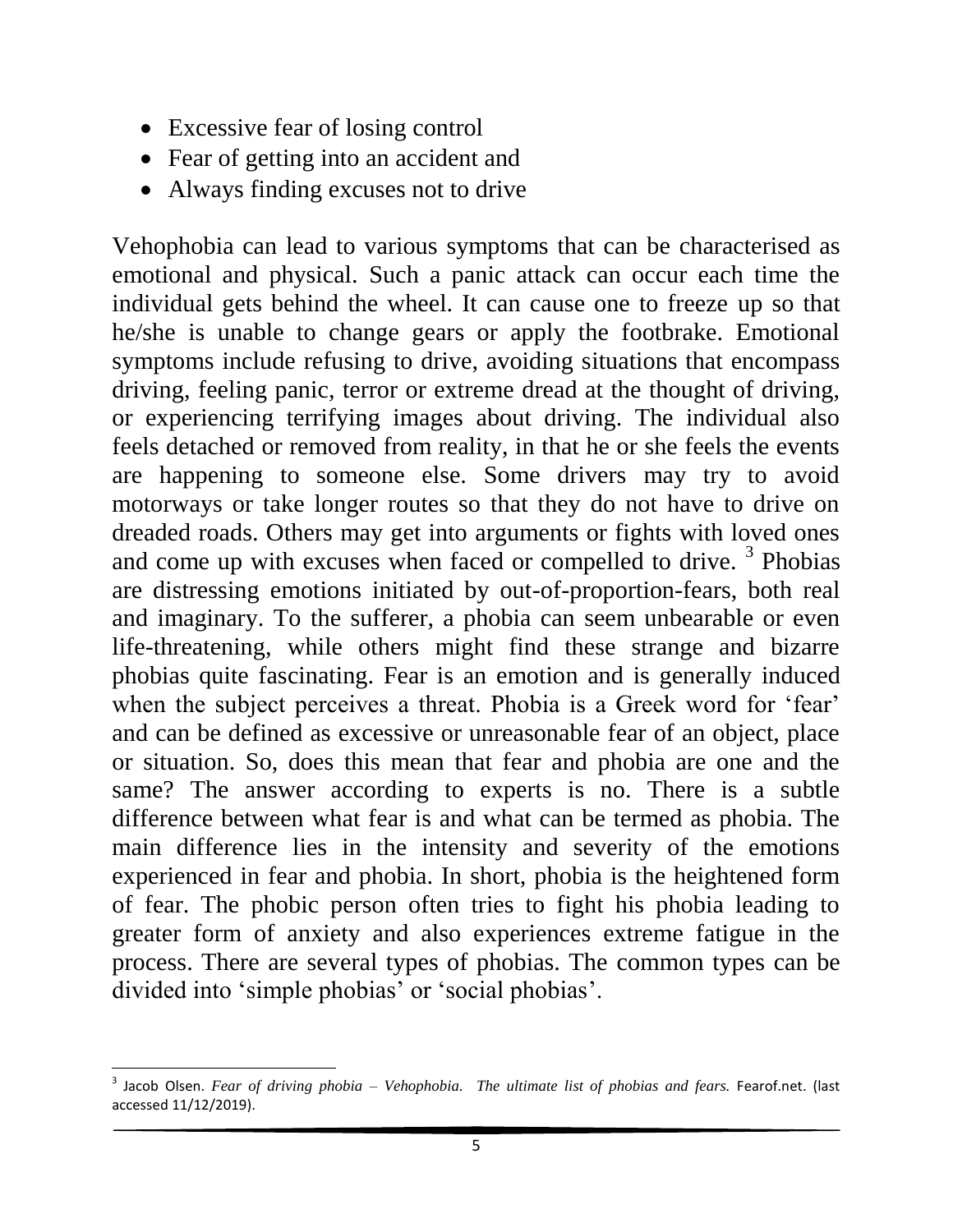- Excessive fear of losing control
- Fear of getting into an accident and
- Always finding excuses not to drive

Vehophobia can lead to various symptoms that can be characterised as emotional and physical. Such a panic attack can occur each time the individual gets behind the wheel. It can cause one to freeze up so that he/she is unable to change gears or apply the footbrake. Emotional symptoms include refusing to drive, avoiding situations that encompass driving, feeling panic, terror or extreme dread at the thought of driving, or experiencing terrifying images about driving. The individual also feels detached or removed from reality, in that he or she feels the events are happening to someone else. Some drivers may try to avoid motorways or take longer routes so that they do not have to drive on dreaded roads. Others may get into arguments or fights with loved ones and come up with excuses when faced or compelled to drive. [3] Phobias are distressing emotions initiated by out-of-proportion-fears, both real and imaginary. To the sufferer, a phobia can seem unbearable or even life-threatening, while others might find these strange and bizarre phobias quite fascinating. Fear is an emotion and is generally induced when the subject perceives a threat. Phobia is a Greek word for 'fear' and can be defined as excessive or unreasonable fear of an object, place or situation. So, does this mean that fear and phobia are one and the same? The answer according to experts is no. There is a subtle difference between what fear is and what can be termed as phobia. The main difference lies in the intensity and severity of the emotions experienced in fear and phobia. In short, phobia is the heightened form of fear. The phobic person often tries to fight his phobia leading to greater form of anxiety and also experiences extreme fatigue in the process. There are several types of phobias. The common types can be divided into 'simple phobias' or 'social phobias'.

---

[3] Jacob Olsen. *Fear of driving phobia – Vehophobia. The ultimate list of phobias and fears.* Fearof.net. (last accessed 11/12/2019).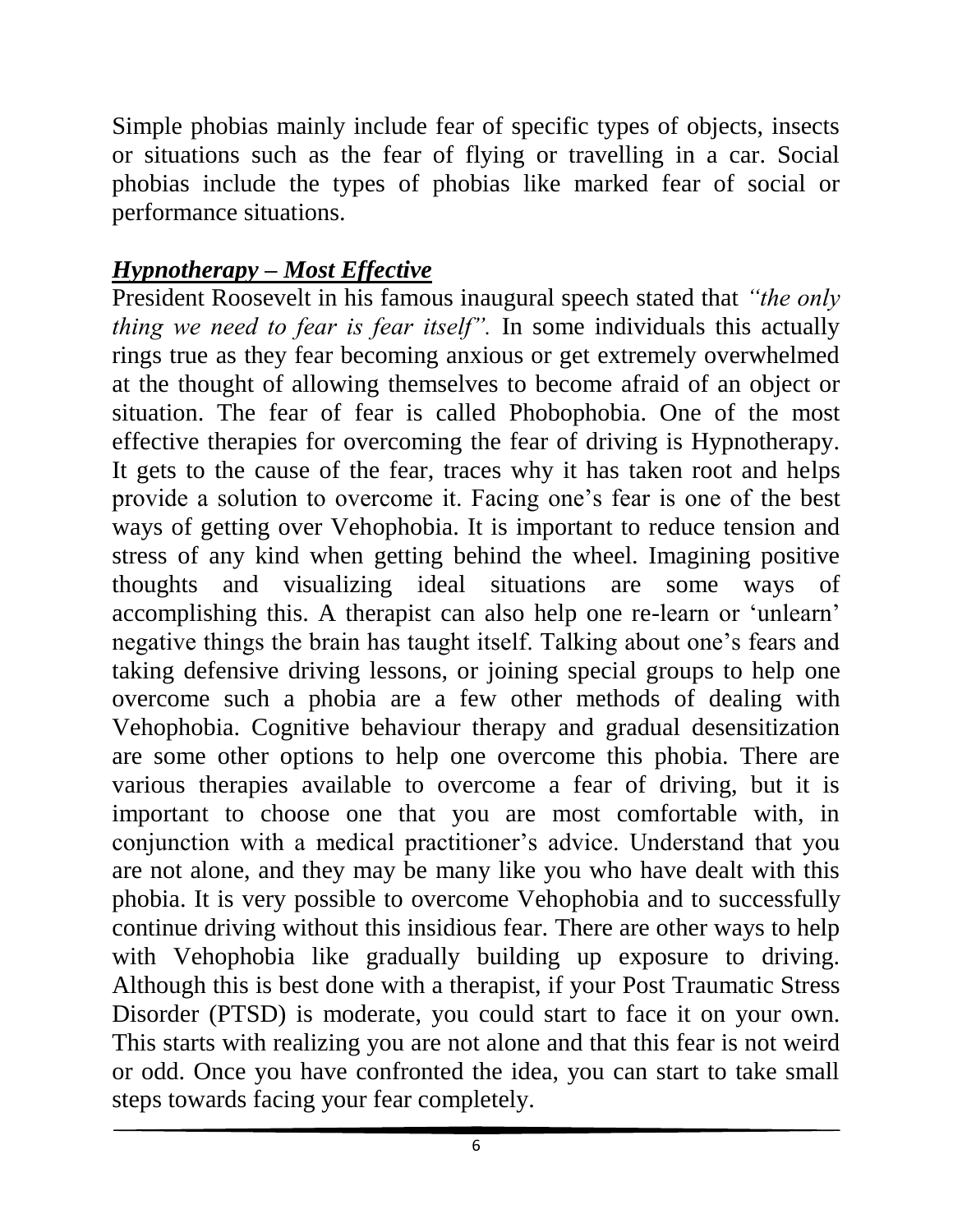Simple phobias mainly include fear of specific types of objects, insects or situations such as the fear of flying or travelling in a car. Social phobias include the types of phobias like marked fear of social or performance situations.

## ***Hypnotherapy – Most Effective***

President Roosevelt in his famous inaugural speech stated that *"the only thing we need to fear is fear itself".* In some individuals this actually rings true as they fear becoming anxious or get extremely overwhelmed at the thought of allowing themselves to become afraid of an object or situation. The fear of fear is called Phobophobia. One of the most effective therapies for overcoming the fear of driving is Hypnotherapy. It gets to the cause of the fear, traces why it has taken root and helps provide a solution to overcome it. Facing one's fear is one of the best ways of getting over Vehophobia. It is important to reduce tension and stress of any kind when getting behind the wheel. Imagining positive thoughts and visualizing ideal situations are some ways of accomplishing this. A therapist can also help one re-learn or 'unlearn' negative things the brain has taught itself. Talking about one's fears and taking defensive driving lessons, or joining special groups to help one overcome such a phobia are a few other methods of dealing with Vehophobia. Cognitive behaviour therapy and gradual desensitization are some other options to help one overcome this phobia. There are various therapies available to overcome a fear of driving, but it is important to choose one that you are most comfortable with, in conjunction with a medical practitioner's advice. Understand that you are not alone, and they may be many like you who have dealt with this phobia. It is very possible to overcome Vehophobia and to successfully continue driving without this insidious fear. There are other ways to help with Vehophobia like gradually building up exposure to driving. Although this is best done with a therapist, if your Post Traumatic Stress Disorder (PTSD) is moderate, you could start to face it on your own. This starts with realizing you are not alone and that this fear is not weird or odd. Once you have confronted the idea, you can start to take small steps towards facing your fear completely.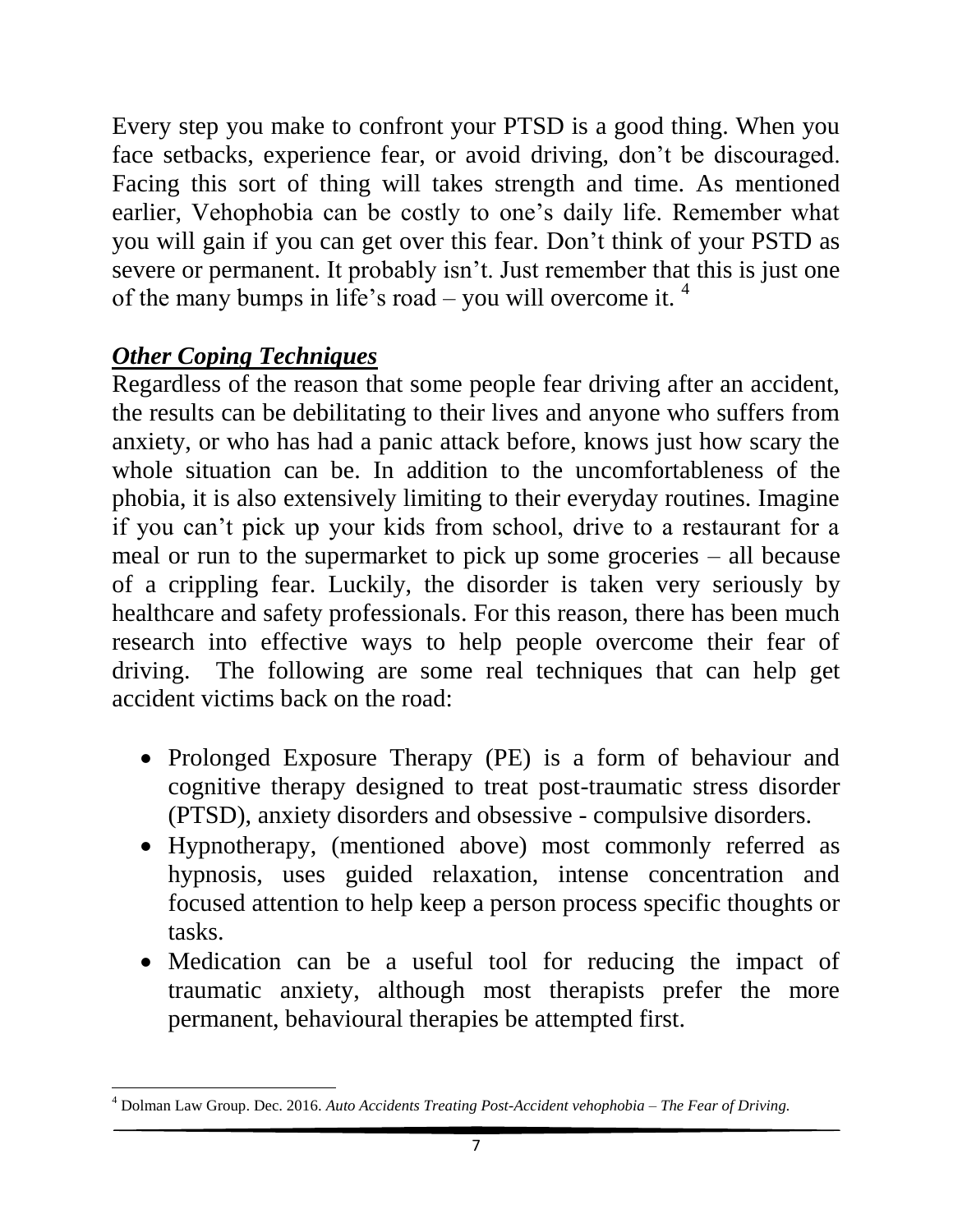Every step you make to confront your PTSD is a good thing. When you face setbacks, experience fear, or avoid driving, don't be discouraged. Facing this sort of thing will takes strength and time. As mentioned earlier, Vehophobia can be costly to one's daily life. Remember what you will gain if you can get over this fear. Don't think of your PSTD as severe or permanent. It probably isn't. Just remember that this is just one of the many bumps in life's road – you will overcome it. [4]

## ***Other Coping Techniques***

Regardless of the reason that some people fear driving after an accident, the results can be debilitating to their lives and anyone who suffers from anxiety, or who has had a panic attack before, knows just how scary the whole situation can be. In addition to the uncomfortableness of the phobia, it is also extensively limiting to their everyday routines. Imagine if you can't pick up your kids from school, drive to a restaurant for a meal or run to the supermarket to pick up some groceries – all because of a crippling fear. Luckily, the disorder is taken very seriously by healthcare and safety professionals. For this reason, there has been much research into effective ways to help people overcome their fear of driving. The following are some real techniques that can help get accident victims back on the road:

- Prolonged Exposure Therapy (PE) is a form of behaviour and cognitive therapy designed to treat post-traumatic stress disorder (PTSD), anxiety disorders and obsessive - compulsive disorders.
- Hypnotherapy, (mentioned above) most commonly referred as hypnosis, uses guided relaxation, intense concentration and focused attention to help keep a person process specific thoughts or tasks.
- Medication can be a useful tool for reducing the impact of traumatic anxiety, although most therapists prefer the more permanent, behavioural therapies be attempted first.

---

[4] Dolman Law Group. Dec. 2016. *Auto Accidents Treating Post-Accident vehophobia – The Fear of Driving.*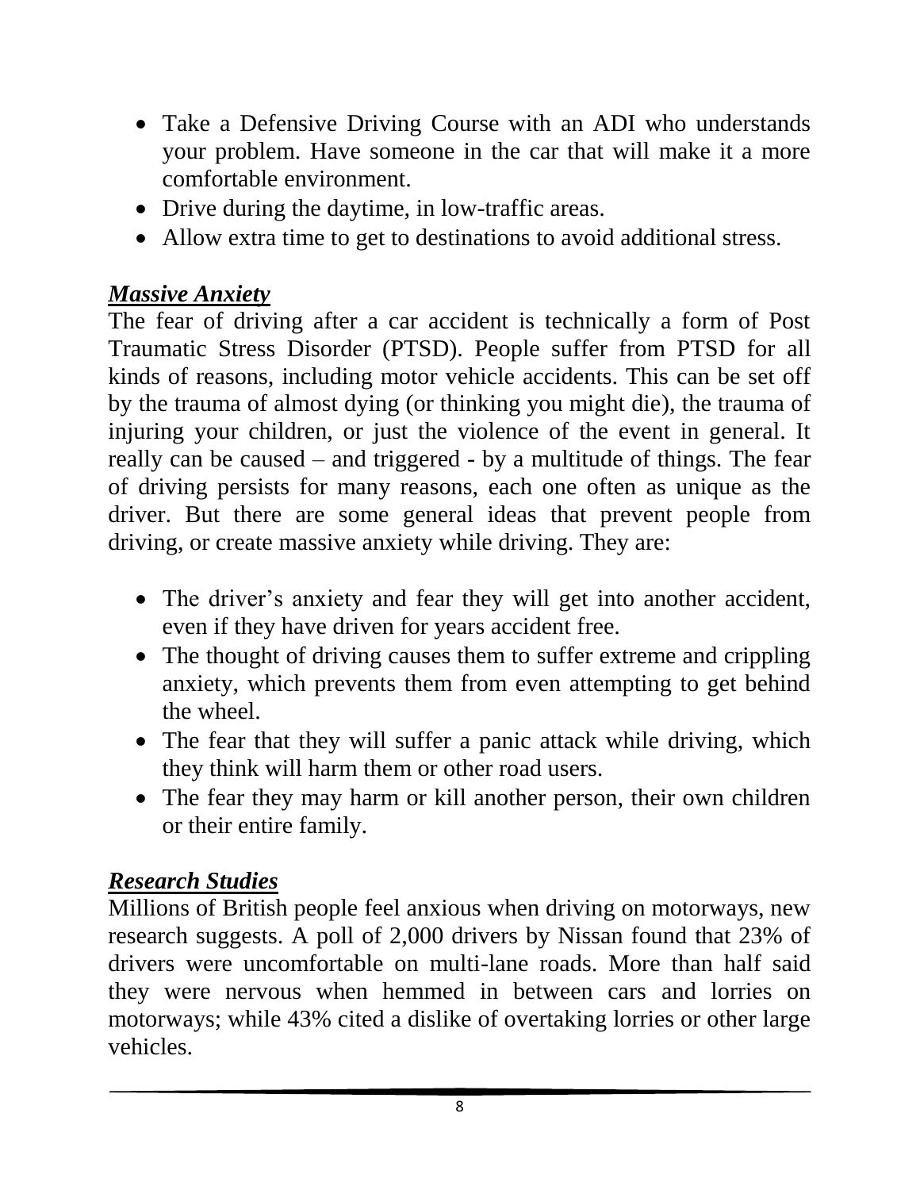- Take a Defensive Driving Course with an ADI who understands your problem. Have someone in the car that will make it a more comfortable environment.
- Drive during the daytime, in low-traffic areas.
- Allow extra time to get to destinations to avoid additional stress.

***Massive Anxiety***

The fear of driving after a car accident is technically a form of Post Traumatic Stress Disorder (PTSD). People suffer from PTSD for all kinds of reasons, including motor vehicle accidents. This can be set off by the trauma of almost dying (or thinking you might die), the trauma of injuring your children, or just the violence of the event in general. It really can be caused – and triggered - by a multitude of things. The fear of driving persists for many reasons, each one often as unique as the driver. But there are some general ideas that prevent people from driving, or create massive anxiety while driving. They are:

- The driver's anxiety and fear they will get into another accident, even if they have driven for years accident free.
- The thought of driving causes them to suffer extreme and crippling anxiety, which prevents them from even attempting to get behind the wheel.
- The fear that they will suffer a panic attack while driving, which they think will harm them or other road users.
- The fear they may harm or kill another person, their own children or their entire family.

***Research Studies***

Millions of British people feel anxious when driving on motorways, new research suggests. A poll of 2,000 drivers by Nissan found that 23% of drivers were uncomfortable on multi-lane roads. More than half said they were nervous when hemmed in between cars and lorries on motorways; while 43% cited a dislike of overtaking lorries or other large vehicles.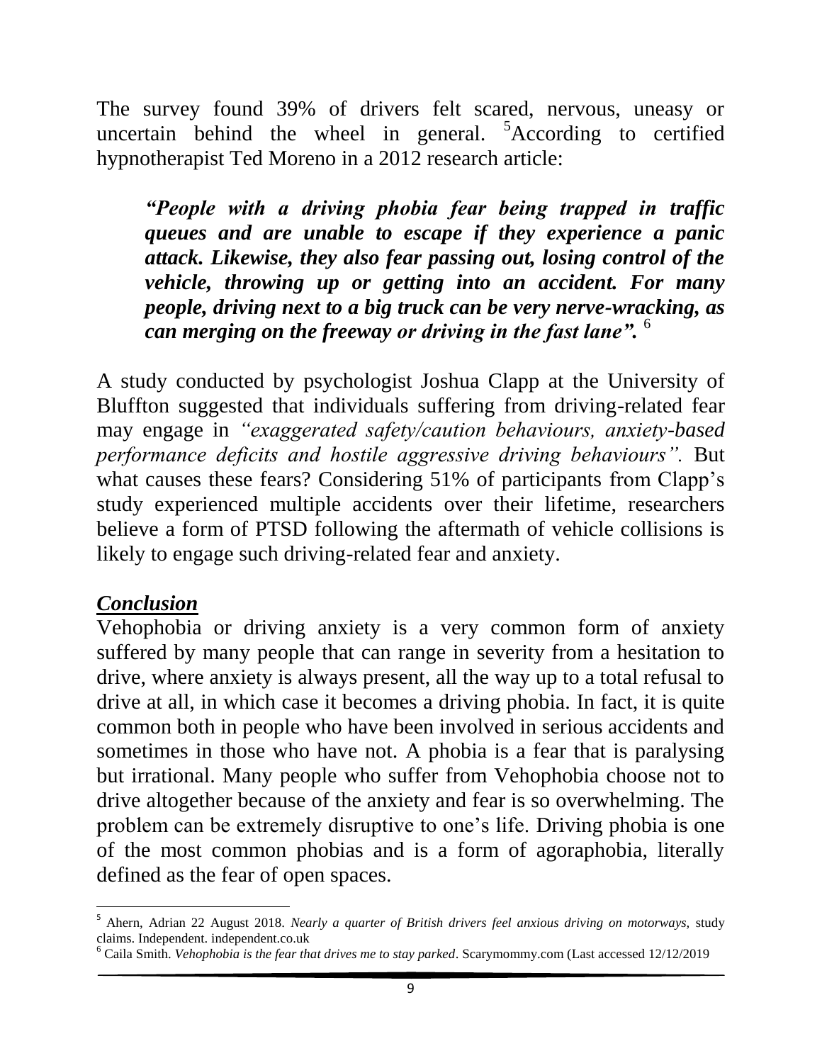The survey found 39% of drivers felt scared, nervous, uneasy or uncertain behind the wheel in general. [5]According to certified hypnotherapist Ted Moreno in a 2012 research article:

> ***"People with a driving phobia fear being trapped in traffic queues and are unable to escape if they experience a panic attack. Likewise, they also fear passing out, losing control of the vehicle, throwing up or getting into an accident. For many people, driving next to a big truck can be very nerve-wracking, as can merging on the freeway or driving in the fast lane".*** [6]

A study conducted by psychologist Joshua Clapp at the University of Bluffton suggested that individuals suffering from driving-related fear may engage in *"exaggerated safety/caution behaviours, anxiety-based performance deficits and hostile aggressive driving behaviours".* But what causes these fears? Considering 51% of participants from Clapp's study experienced multiple accidents over their lifetime, researchers believe a form of PTSD following the aftermath of vehicle collisions is likely to engage such driving-related fear and anxiety.

## ***Conclusion***

Vehophobia or driving anxiety is a very common form of anxiety suffered by many people that can range in severity from a hesitation to drive, where anxiety is always present, all the way up to a total refusal to drive at all, in which case it becomes a driving phobia. In fact, it is quite common both in people who have been involved in serious accidents and sometimes in those who have not. A phobia is a fear that is paralysing but irrational. Many people who suffer from Vehophobia choose not to drive altogether because of the anxiety and fear is so overwhelming. The problem can be extremely disruptive to one's life. Driving phobia is one of the most common phobias and is a form of agoraphobia, literally defined as the fear of open spaces.

---

[5] Ahern, Adrian 22 August 2018. *Nearly a quarter of British drivers feel anxious driving on motorways,* study claims. Independent. independent.co.uk

[6] Caila Smith. *Vehophobia is the fear that drives me to stay parked*. Scarymommy.com (Last accessed 12/12/2019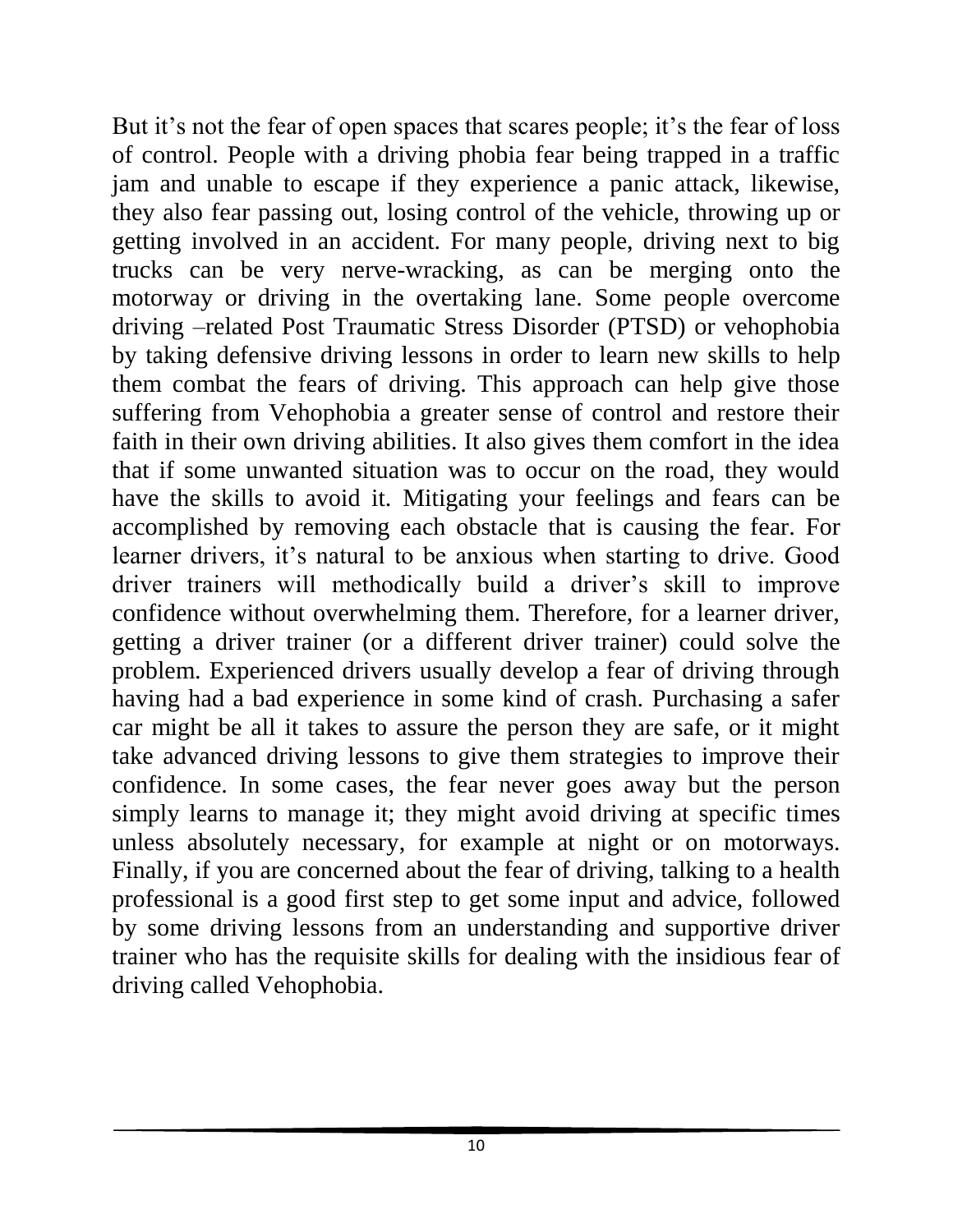But it’s not the fear of open spaces that scares people; it’s the fear of loss of control. People with a driving phobia fear being trapped in a traffic jam and unable to escape if they experience a panic attack, likewise, they also fear passing out, losing control of the vehicle, throwing up or getting involved in an accident. For many people, driving next to big trucks can be very nerve-wracking, as can be merging onto the motorway or driving in the overtaking lane. Some people overcome driving –related Post Traumatic Stress Disorder (PTSD) or vehophobia by taking defensive driving lessons in order to learn new skills to help them combat the fears of driving. This approach can help give those suffering from Vehophobia a greater sense of control and restore their faith in their own driving abilities. It also gives them comfort in the idea that if some unwanted situation was to occur on the road, they would have the skills to avoid it. Mitigating your feelings and fears can be accomplished by removing each obstacle that is causing the fear. For learner drivers, it’s natural to be anxious when starting to drive. Good driver trainers will methodically build a driver’s skill to improve confidence without overwhelming them. Therefore, for a learner driver, getting a driver trainer (or a different driver trainer) could solve the problem. Experienced drivers usually develop a fear of driving through having had a bad experience in some kind of crash. Purchasing a safer car might be all it takes to assure the person they are safe, or it might take advanced driving lessons to give them strategies to improve their confidence. In some cases, the fear never goes away but the person simply learns to manage it; they might avoid driving at specific times unless absolutely necessary, for example at night or on motorways. Finally, if you are concerned about the fear of driving, talking to a health professional is a good first step to get some input and advice, followed by some driving lessons from an understanding and supportive driver trainer who has the requisite skills for dealing with the insidious fear of driving called Vehophobia.